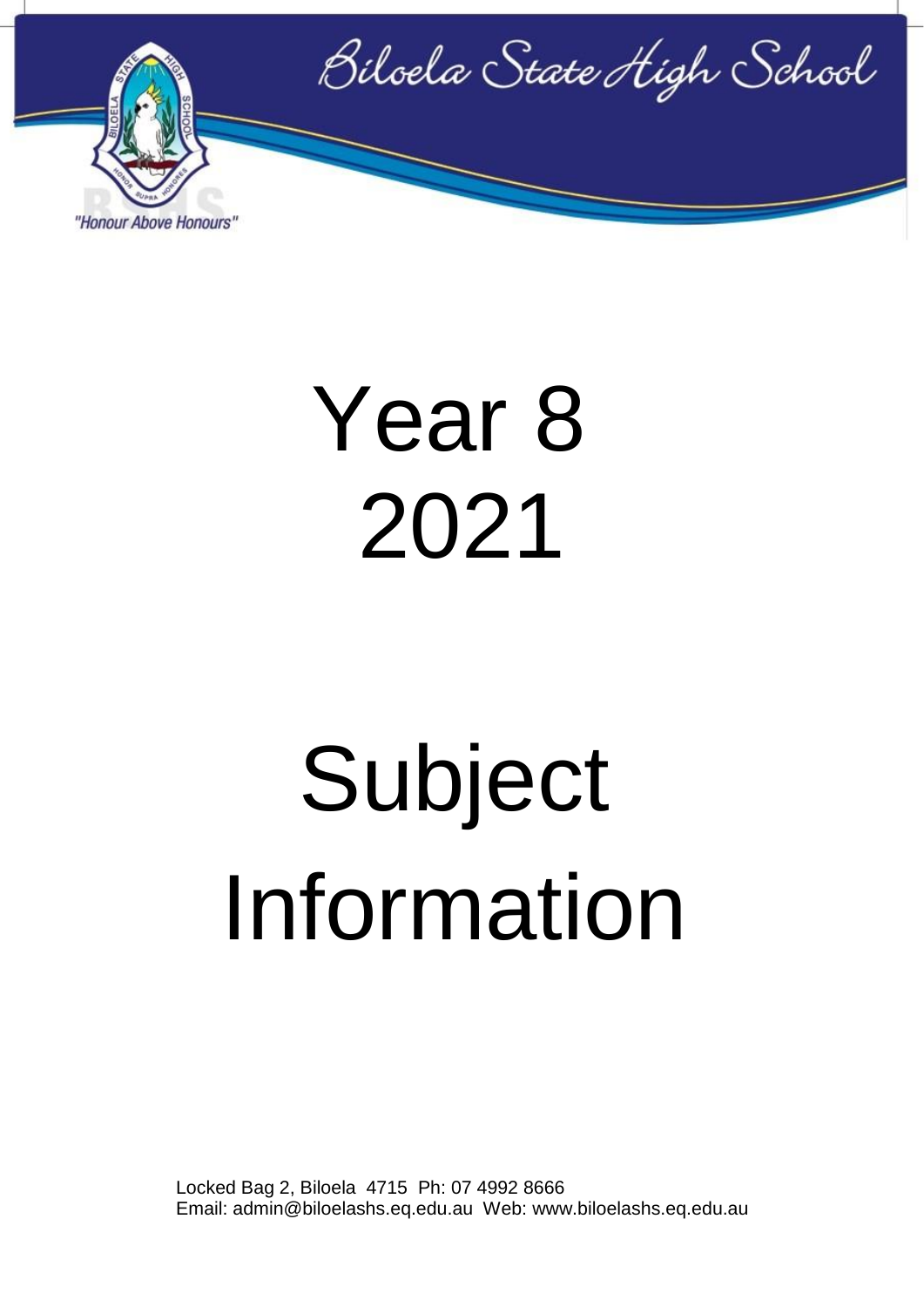Biloela State High School

"Honour Above Honours"

# Year 8
# 2021

# Subject Information

Locked Bag 2, Biloela 4715 Ph: 07 4992 8666
Email: admin@biloelashs.eq.edu.au Web: www.biloelashs.eq.edu.au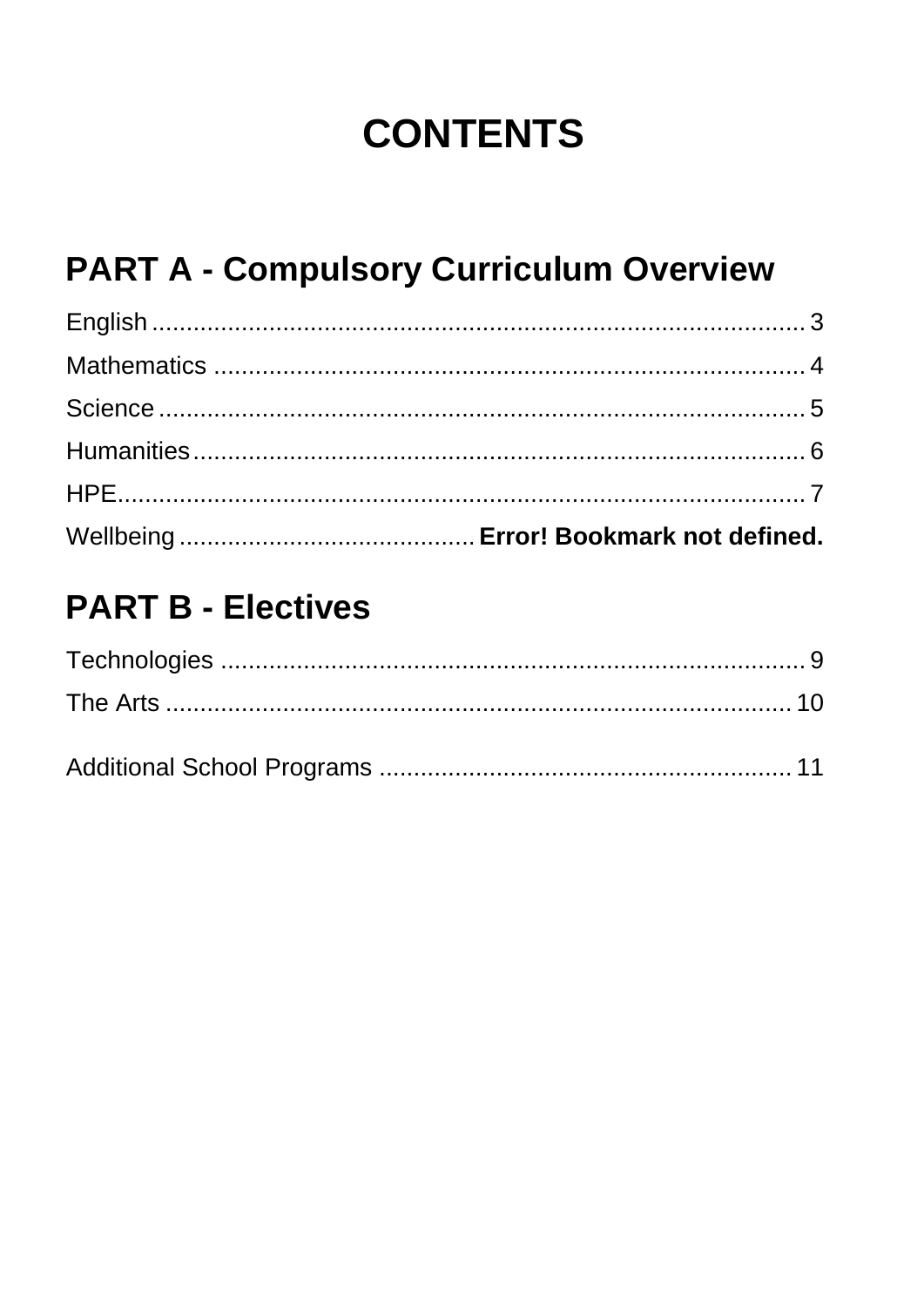# CONTENTS

## PART A - Compulsory Curriculum Overview

English ................................................................................................ 3

Mathematics ........................................................................................ 4

Science ................................................................................................ 5

Humanities ........................................................................................... 6

HPE ..................................................................................................... 7

Wellbeing ........................................... **Error! Bookmark not defined.**

## PART B - Electives

Technologies ....................................................................................... 9

The Arts ............................................................................................. 10

Additional School Programs ............................................................ 11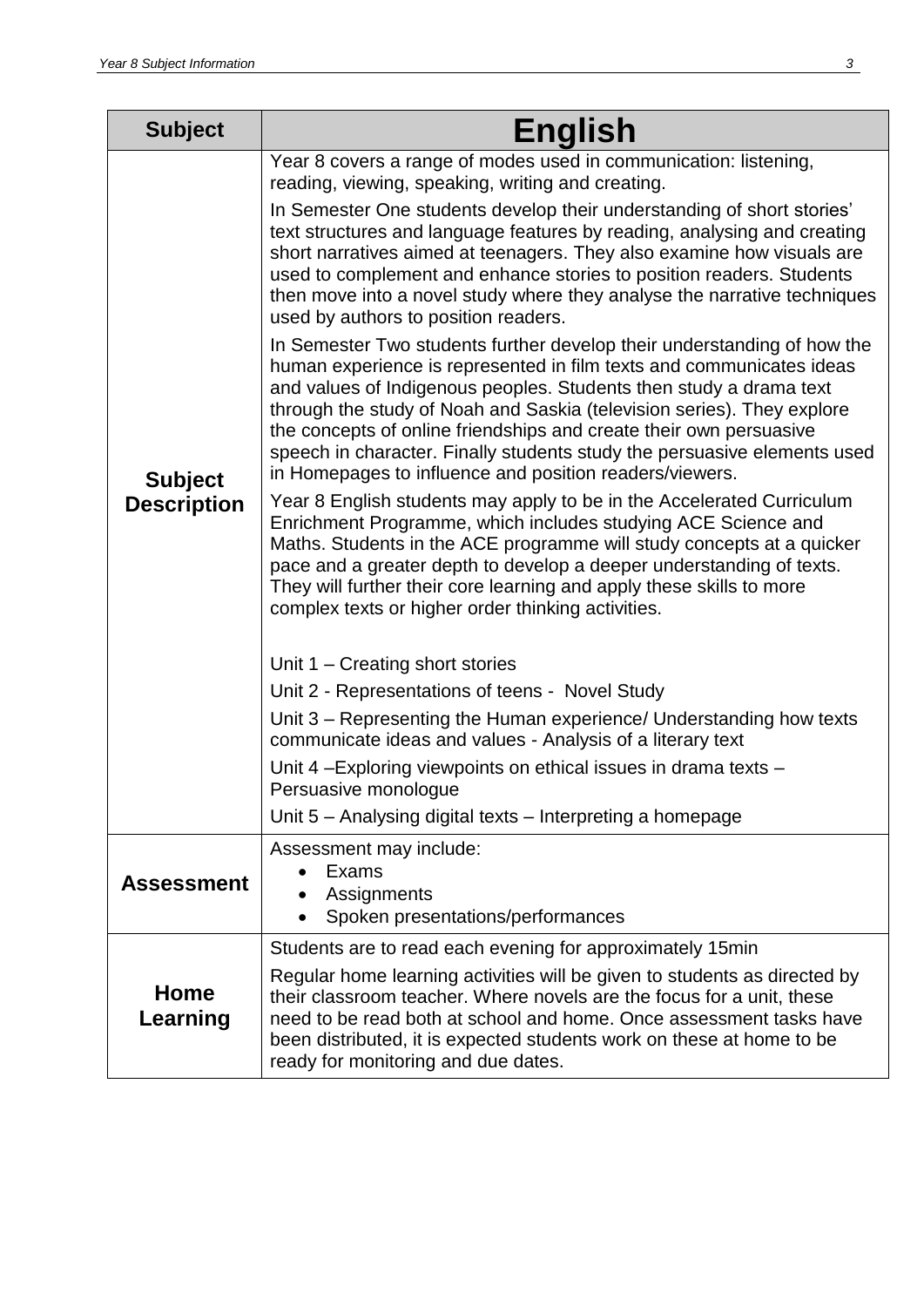| Subject | English |
| --- | --- |
| **Subject Description** | Year 8 covers a range of modes used in communication: listening, reading, viewing, speaking, writing and creating.<br><br>In Semester One students develop their understanding of short stories' text structures and language features by reading, analysing and creating short narratives aimed at teenagers. They also examine how visuals are used to complement and enhance stories to position readers. Students then move into a novel study where they analyse the narrative techniques used by authors to position readers.<br><br>In Semester Two students further develop their understanding of how the human experience is represented in film texts and communicates ideas and values of Indigenous peoples. Students then study a drama text through the study of Noah and Saskia (television series). They explore the concepts of online friendships and create their own persuasive speech in character. Finally students study the persuasive elements used in Homepages to influence and position readers/viewers.<br><br>Year 8 English students may apply to be in the Accelerated Curriculum Enrichment Programme, which includes studying ACE Science and Maths. Students in the ACE programme will study concepts at a quicker pace and a greater depth to develop a deeper understanding of texts. They will further their core learning and apply these skills to more complex texts or higher order thinking activities.<br><br>Unit 1 – Creating short stories<br><br>Unit 2 - Representations of teens - Novel Study<br><br>Unit 3 – Representing the Human experience/ Understanding how texts communicate ideas and values - Analysis of a literary text<br><br>Unit 4 –Exploring viewpoints on ethical issues in drama texts – Persuasive monologue<br><br>Unit 5 – Analysing digital texts – Interpreting a homepage |
| **Assessment** | Assessment may include:<br>• Exams<br>• Assignments<br>• Spoken presentations/performances |
| **Home Learning** | Students are to read each evening for approximately 15min<br><br>Regular home learning activities will be given to students as directed by their classroom teacher. Where novels are the focus for a unit, these need to be read both at school and home. Once assessment tasks have been distributed, it is expected students work on these at home to be ready for monitoring and due dates. |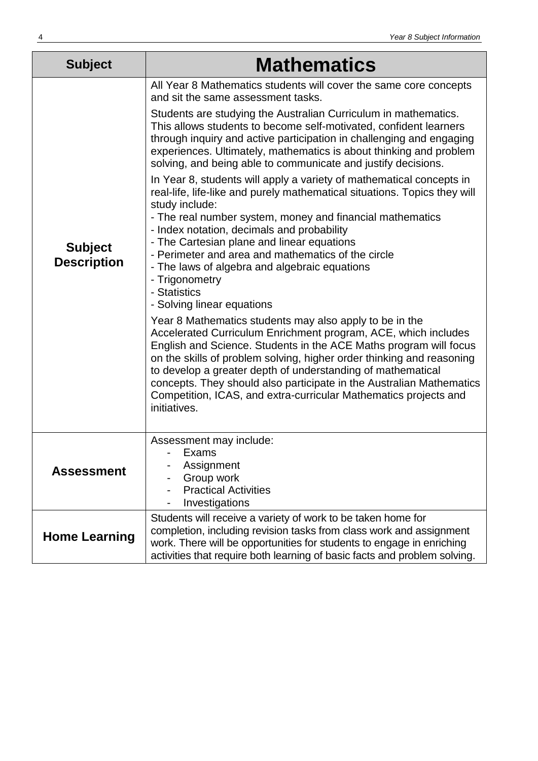| Subject | Mathematics |
| --- | --- |
| **Subject Description** | All Year 8 Mathematics students will cover the same core concepts and sit the same assessment tasks.<br><br>Students are studying the Australian Curriculum in mathematics. This allows students to become self-motivated, confident learners through inquiry and active participation in challenging and engaging experiences. Ultimately, mathematics is about thinking and problem solving, and being able to communicate and justify decisions.<br><br>In Year 8, students will apply a variety of mathematical concepts in real-life, life-like and purely mathematical situations. Topics they will study include:<br>- The real number system, money and financial mathematics<br>- Index notation, decimals and probability<br>- The Cartesian plane and linear equations<br>- Perimeter and area and mathematics of the circle<br>- The laws of algebra and algebraic equations<br>- Trigonometry<br>- Statistics<br>- Solving linear equations<br><br>Year 8 Mathematics students may also apply to be in the Accelerated Curriculum Enrichment program, ACE, which includes English and Science. Students in the ACE Maths program will focus on the skills of problem solving, higher order thinking and reasoning to develop a greater depth of understanding of mathematical concepts. They should also participate in the Australian Mathematics Competition, ICAS, and extra-curricular Mathematics projects and initiatives. |
| **Assessment** | Assessment may include:<br>- Exams<br>- Assignment<br>- Group work<br>- Practical Activities<br>- Investigations |
| **Home Learning** | Students will receive a variety of work to be taken home for completion, including revision tasks from class work and assignment work. There will be opportunities for students to engage in enriching activities that require both learning of basic facts and problem solving. |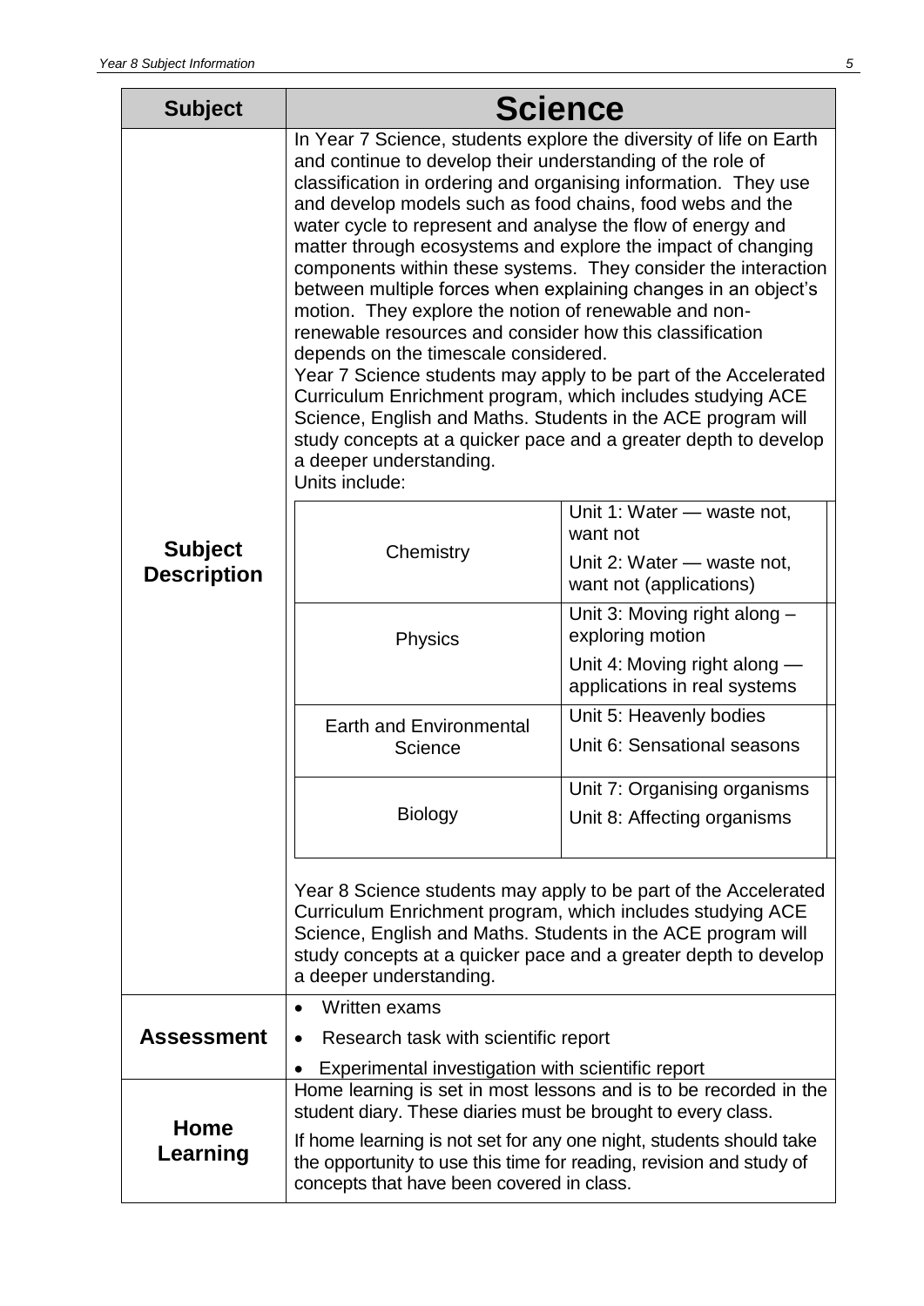| Subject | Science |
|---|---|
| **Subject Description** | In Year 7 Science, students explore the diversity of life on Earth and continue to develop their understanding of the role of classification in ordering and organising information. They use and develop models such as food chains, food webs and the water cycle to represent and analyse the flow of energy and matter through ecosystems and explore the impact of changing components within these systems. They consider the interaction between multiple forces when explaining changes in an object's motion. They explore the notion of renewable and non-renewable resources and consider how this classification depends on the timescale considered.<br>Year 7 Science students may apply to be part of the Accelerated Curriculum Enrichment program, which includes studying ACE Science, English and Maths. Students in the ACE program will study concepts at a quicker pace and a greater depth to develop a deeper understanding.<br>Units include:<br><br>**Chemistry:** Unit 1: Water — waste not, want not; Unit 2: Water — waste not, want not (applications)<br>**Physics:** Unit 3: Moving right along – exploring motion; Unit 4: Moving right along — applications in real systems<br>**Earth and Environmental Science:** Unit 5: Heavenly bodies; Unit 6: Sensational seasons<br>**Biology:** Unit 7: Organising organisms; Unit 8: Affecting organisms<br><br>Year 8 Science students may apply to be part of the Accelerated Curriculum Enrichment program, which includes studying ACE Science, English and Maths. Students in the ACE program will study concepts at a quicker pace and a greater depth to develop a deeper understanding. |
| **Assessment** | • Written exams<br>• Research task with scientific report<br>• Experimental investigation with scientific report |
| **Home Learning** | Home learning is set in most lessons and is to be recorded in the student diary. These diaries must be brought to every class.<br>If home learning is not set for any one night, students should take the opportunity to use this time for reading, revision and study of concepts that have been covered in class. |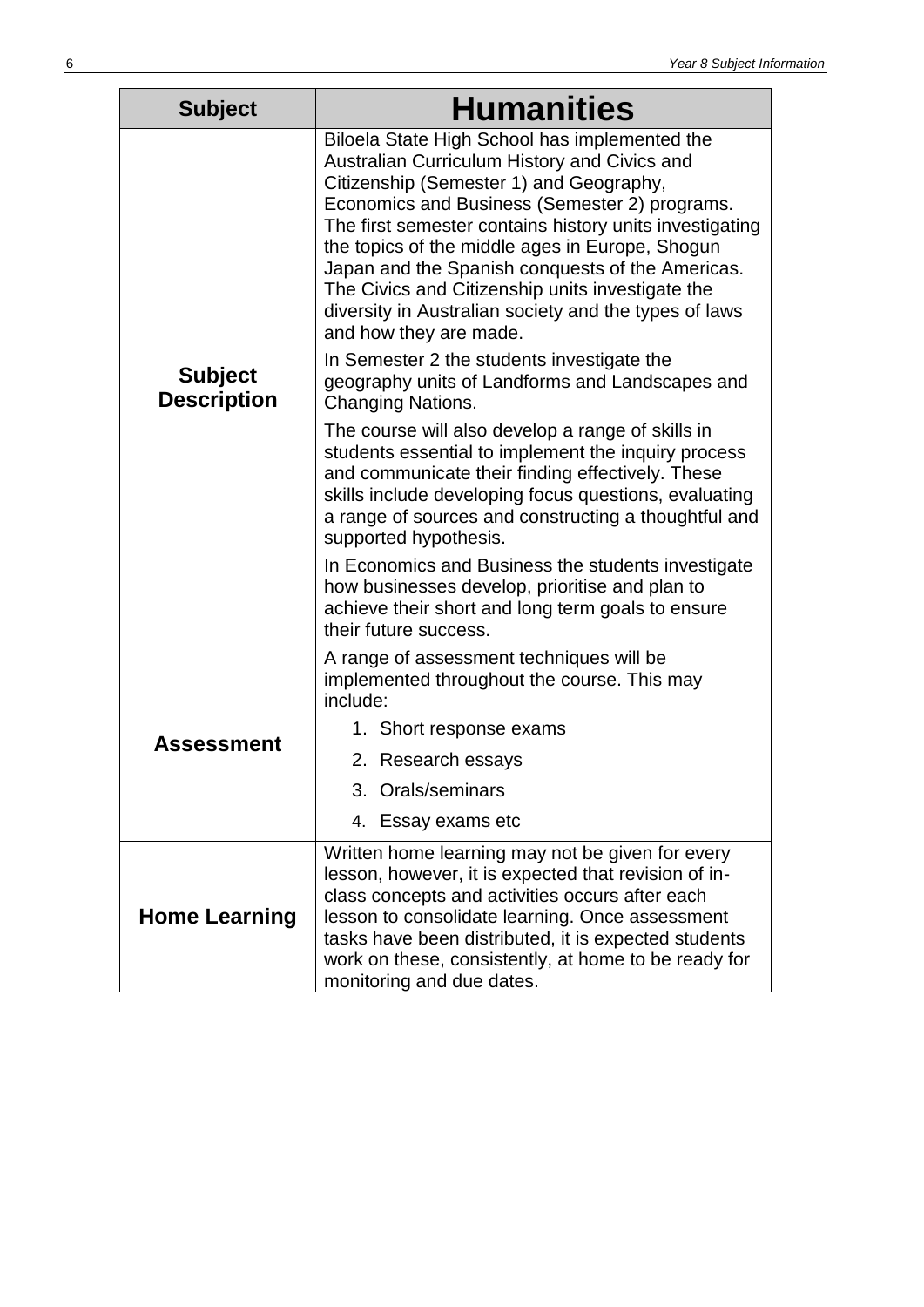| Subject | Humanities |
|---|---|
| **Subject Description** | Biloela State High School has implemented the Australian Curriculum History and Civics and Citizenship (Semester 1) and Geography, Economics and Business (Semester 2) programs. The first semester contains history units investigating the topics of the middle ages in Europe, Shogun Japan and the Spanish conquests of the Americas. The Civics and Citizenship units investigate the diversity in Australian society and the types of laws and how they are made.<br><br>In Semester 2 the students investigate the geography units of Landforms and Landscapes and Changing Nations.<br><br>The course will also develop a range of skills in students essential to implement the inquiry process and communicate their finding effectively. These skills include developing focus questions, evaluating a range of sources and constructing a thoughtful and supported hypothesis.<br><br>In Economics and Business the students investigate how businesses develop, prioritise and plan to achieve their short and long term goals to ensure their future success. |
| **Assessment** | A range of assessment techniques will be implemented throughout the course. This may include:<br>1. Short response exams<br>2. Research essays<br>3. Orals/seminars<br>4. Essay exams etc |
| **Home Learning** | Written home learning may not be given for every lesson, however, it is expected that revision of in-class concepts and activities occurs after each lesson to consolidate learning. Once assessment tasks have been distributed, it is expected students work on these, consistently, at home to be ready for monitoring and due dates. |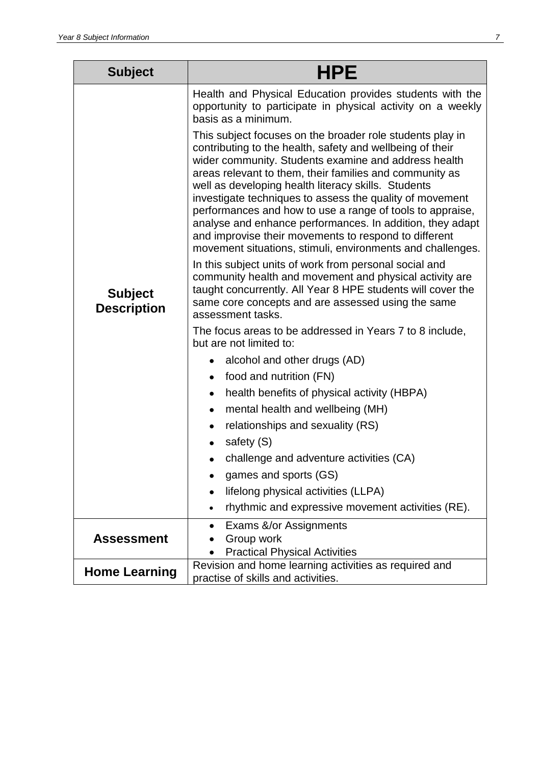| Subject | HPE |
|---|---|
| **Subject Description** | Health and Physical Education provides students with the opportunity to participate in physical activity on a weekly basis as a minimum.<br><br>This subject focuses on the broader role students play in contributing to the health, safety and wellbeing of their wider community. Students examine and address health areas relevant to them, their families and community as well as developing health literacy skills. Students investigate techniques to assess the quality of movement performances and how to use a range of tools to appraise, analyse and enhance performances. In addition, they adapt and improvise their movements to respond to different movement situations, stimuli, environments and challenges.<br><br>In this subject units of work from personal social and community health and movement and physical activity are taught concurrently. All Year 8 HPE students will cover the same core concepts and are assessed using the same assessment tasks.<br><br>The focus areas to be addressed in Years 7 to 8 include, but are not limited to:<br>• alcohol and other drugs (AD)<br>• food and nutrition (FN)<br>• health benefits of physical activity (HBPA)<br>• mental health and wellbeing (MH)<br>• relationships and sexuality (RS)<br>• safety (S)<br>• challenge and adventure activities (CA)<br>• games and sports (GS)<br>• lifelong physical activities (LLPA)<br>• rhythmic and expressive movement activities (RE). |
| **Assessment** | • Exams &/or Assignments<br>• Group work<br>• Practical Physical Activities |
| **Home Learning** | Revision and home learning activities as required and practise of skills and activities. |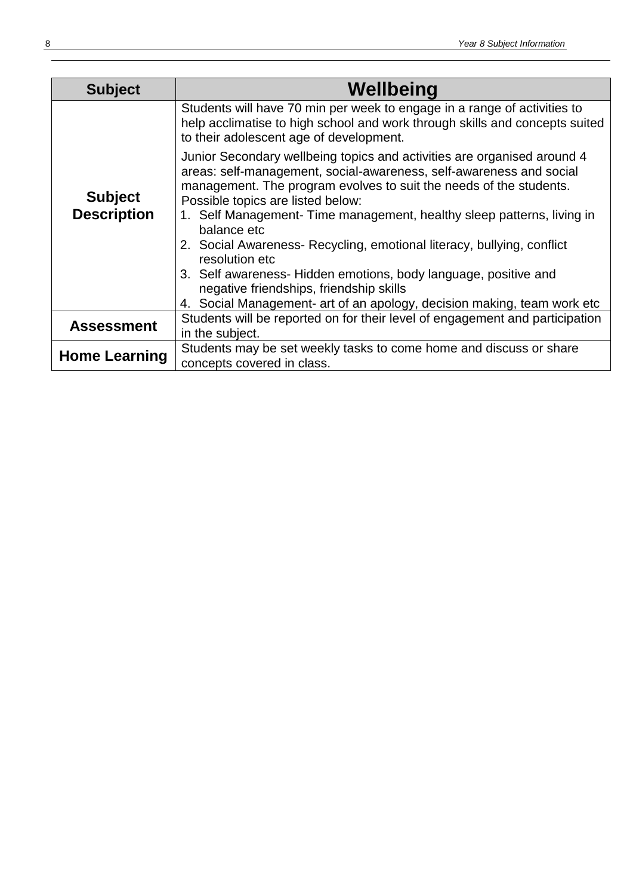| Subject | Wellbeing |
| --- | --- |
| **Subject Description** | Students will have 70 min per week to engage in a range of activities to help acclimatise to high school and work through skills and concepts suited to their adolescent age of development.<br><br>Junior Secondary wellbeing topics and activities are organised around 4 areas: self-management, social-awareness, self-awareness and social management. The program evolves to suit the needs of the students. Possible topics are listed below:<br>1. Self Management- Time management, healthy sleep patterns, living in balance etc<br>2. Social Awareness- Recycling, emotional literacy, bullying, conflict resolution etc<br>3. Self awareness- Hidden emotions, body language, positive and negative friendships, friendship skills<br>4. Social Management- art of an apology, decision making, team work etc |
| **Assessment** | Students will be reported on for their level of engagement and participation in the subject. |
| **Home Learning** | Students may be set weekly tasks to come home and discuss or share concepts covered in class. |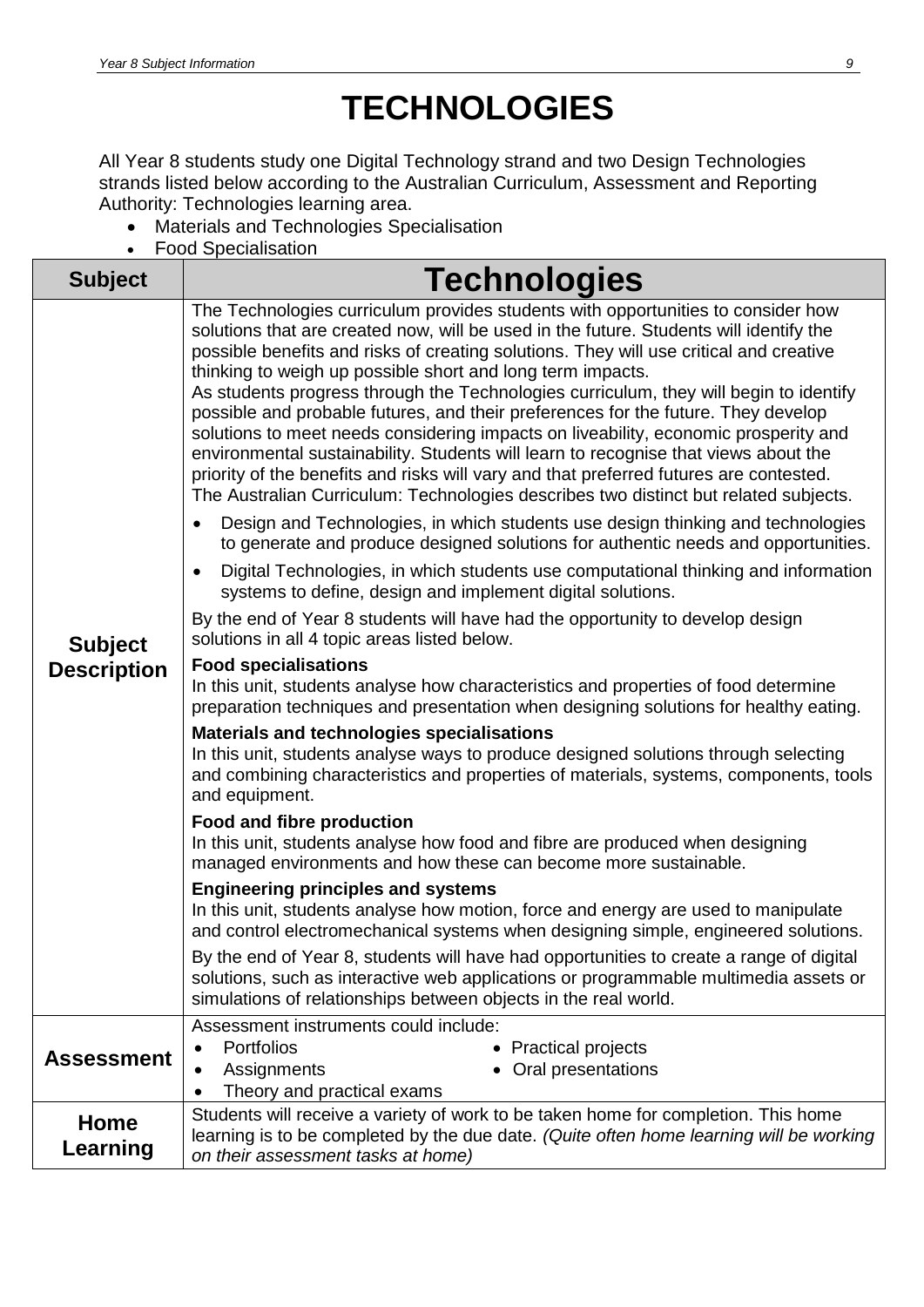# TECHNOLOGIES

All Year 8 students study one Digital Technology strand and two Design Technologies strands listed below according to the Australian Curriculum, Assessment and Reporting Authority: Technologies learning area.

- Materials and Technologies Specialisation
- Food Specialisation

| Subject | Technologies |
|---|---|
| **Subject Description** | The Technologies curriculum provides students with opportunities to consider how solutions that are created now, will be used in the future. Students will identify the possible benefits and risks of creating solutions. They will use critical and creative thinking to weigh up possible short and long term impacts.<br>As students progress through the Technologies curriculum, they will begin to identify possible and probable futures, and their preferences for the future. They develop solutions to meet needs considering impacts on liveability, economic prosperity and environmental sustainability. Students will learn to recognise that views about the priority of the benefits and risks will vary and that preferred futures are contested.<br>The Australian Curriculum: Technologies describes two distinct but related subjects.<br>• Design and Technologies, in which students use design thinking and technologies to generate and produce designed solutions for authentic needs and opportunities.<br>• Digital Technologies, in which students use computational thinking and information systems to define, design and implement digital solutions.<br>By the end of Year 8 students will have had the opportunity to develop design solutions in all 4 topic areas listed below.<br>**Food specialisations**<br>In this unit, students analyse how characteristics and properties of food determine preparation techniques and presentation when designing solutions for healthy eating.<br>**Materials and technologies specialisations**<br>In this unit, students analyse ways to produce designed solutions through selecting and combining characteristics and properties of materials, systems, components, tools and equipment.<br>**Food and fibre production**<br>In this unit, students analyse how food and fibre are produced when designing managed environments and how these can become more sustainable.<br>**Engineering principles and systems**<br>In this unit, students analyse how motion, force and energy are used to manipulate and control electromechanical systems when designing simple, engineered solutions.<br>By the end of Year 8, students will have had opportunities to create a range of digital solutions, such as interactive web applications or programmable multimedia assets or simulations of relationships between objects in the real world. |
| **Assessment** | Assessment instruments could include:<br>• Portfolios<br>• Assignments<br>• Theory and practical exams<br>• Practical projects<br>• Oral presentations |
| **Home Learning** | Students will receive a variety of work to be taken home for completion. This home learning is to be completed by the due date. *(Quite often home learning will be working on their assessment tasks at home)* |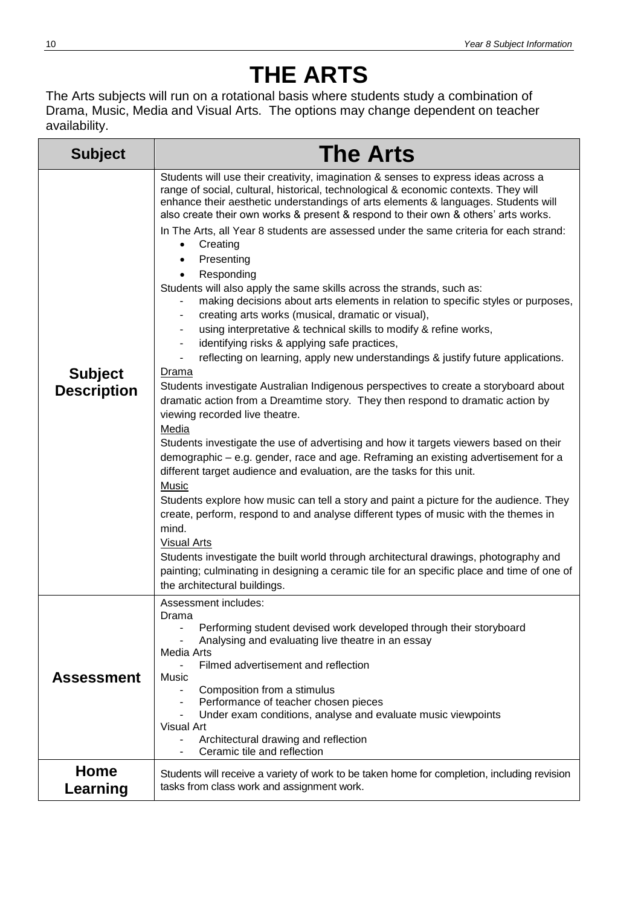# THE ARTS

The Arts subjects will run on a rotational basis where students study a combination of Drama, Music, Media and Visual Arts. The options may change dependent on teacher availability.

| Subject | The Arts |
|---|---|
| **Subject Description** | Students will use their creativity, imagination & senses to express ideas across a range of social, cultural, historical, technological & economic contexts. They will enhance their aesthetic understandings of arts elements & languages. Students will also create their own works & present & respond to their own & others' arts works.<br><br>In The Arts, all Year 8 students are assessed under the same criteria for each strand:<br>• Creating<br>• Presenting<br>• Responding<br><br>Students will also apply the same skills across the strands, such as:<br>- making decisions about arts elements in relation to specific styles or purposes,<br>- creating arts works (musical, dramatic or visual),<br>- using interpretative & technical skills to modify & refine works,<br>- identifying risks & applying safe practices,<br>- reflecting on learning, apply new understandings & justify future applications.<br><br><u>Drama</u><br>Students investigate Australian Indigenous perspectives to create a storyboard about dramatic action from a Dreamtime story. They then respond to dramatic action by viewing recorded live theatre.<br><u>Media</u><br>Students investigate the use of advertising and how it targets viewers based on their demographic – e.g. gender, race and age. Reframing an existing advertisement for a different target audience and evaluation, are the tasks for this unit.<br><u>Music</u><br>Students explore how music can tell a story and paint a picture for the audience. They create, perform, respond to and analyse different types of music with the themes in mind.<br><u>Visual Arts</u><br>Students investigate the built world through architectural drawings, photography and painting; culminating in designing a ceramic tile for an specific place and time of one of the architectural buildings. |
| **Assessment** | Assessment includes:<br>Drama<br>- Performing student devised work developed through their storyboard<br>- Analysing and evaluating live theatre in an essay<br>Media Arts<br>- Filmed advertisement and reflection<br>Music<br>- Composition from a stimulus<br>- Performance of teacher chosen pieces<br>- Under exam conditions, analyse and evaluate music viewpoints<br>Visual Art<br>- Architectural drawing and reflection<br>- Ceramic tile and reflection |
| **Home Learning** | Students will receive a variety of work to be taken home for completion, including revision tasks from class work and assignment work. |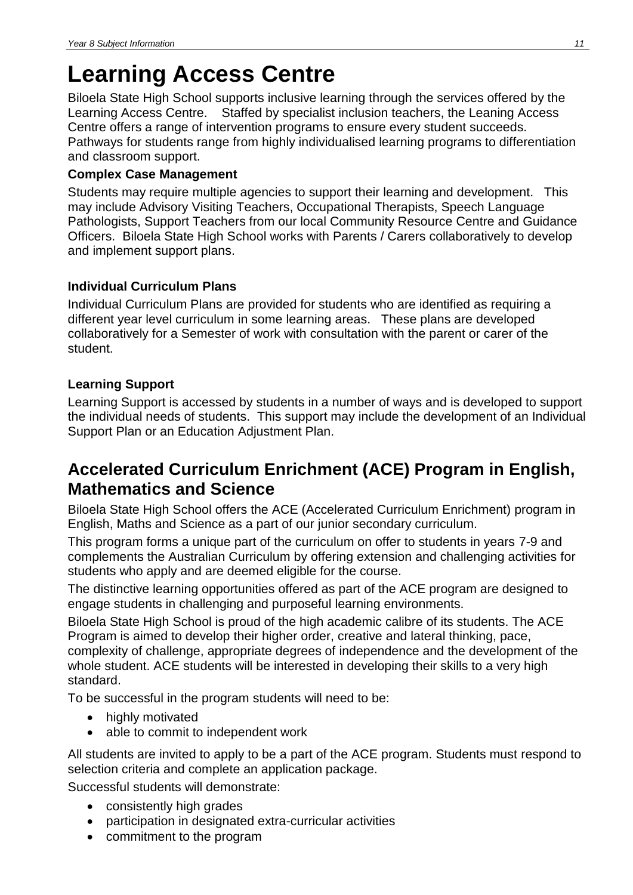# Learning Access Centre

Biloela State High School supports inclusive learning through the services offered by the Learning Access Centre. Staffed by specialist inclusion teachers, the Leaning Access Centre offers a range of intervention programs to ensure every student succeeds. Pathways for students range from highly individualised learning programs to differentiation and classroom support.

**Complex Case Management**

Students may require multiple agencies to support their learning and development. This may include Advisory Visiting Teachers, Occupational Therapists, Speech Language Pathologists, Support Teachers from our local Community Resource Centre and Guidance Officers. Biloela State High School works with Parents / Carers collaboratively to develop and implement support plans.

**Individual Curriculum Plans**

Individual Curriculum Plans are provided for students who are identified as requiring a different year level curriculum in some learning areas. These plans are developed collaboratively for a Semester of work with consultation with the parent or carer of the student.

**Learning Support**

Learning Support is accessed by students in a number of ways and is developed to support the individual needs of students. This support may include the development of an Individual Support Plan or an Education Adjustment Plan.

## Accelerated Curriculum Enrichment (ACE) Program in English, Mathematics and Science

Biloela State High School offers the ACE (Accelerated Curriculum Enrichment) program in English, Maths and Science as a part of our junior secondary curriculum.

This program forms a unique part of the curriculum on offer to students in years 7-9 and complements the Australian Curriculum by offering extension and challenging activities for students who apply and are deemed eligible for the course.

The distinctive learning opportunities offered as part of the ACE program are designed to engage students in challenging and purposeful learning environments.

Biloela State High School is proud of the high academic calibre of its students. The ACE Program is aimed to develop their higher order, creative and lateral thinking, pace, complexity of challenge, appropriate degrees of independence and the development of the whole student. ACE students will be interested in developing their skills to a very high standard.

To be successful in the program students will need to be:

- highly motivated
- able to commit to independent work

All students are invited to apply to be a part of the ACE program. Students must respond to selection criteria and complete an application package.

Successful students will demonstrate:

- consistently high grades
- participation in designated extra-curricular activities
- commitment to the program